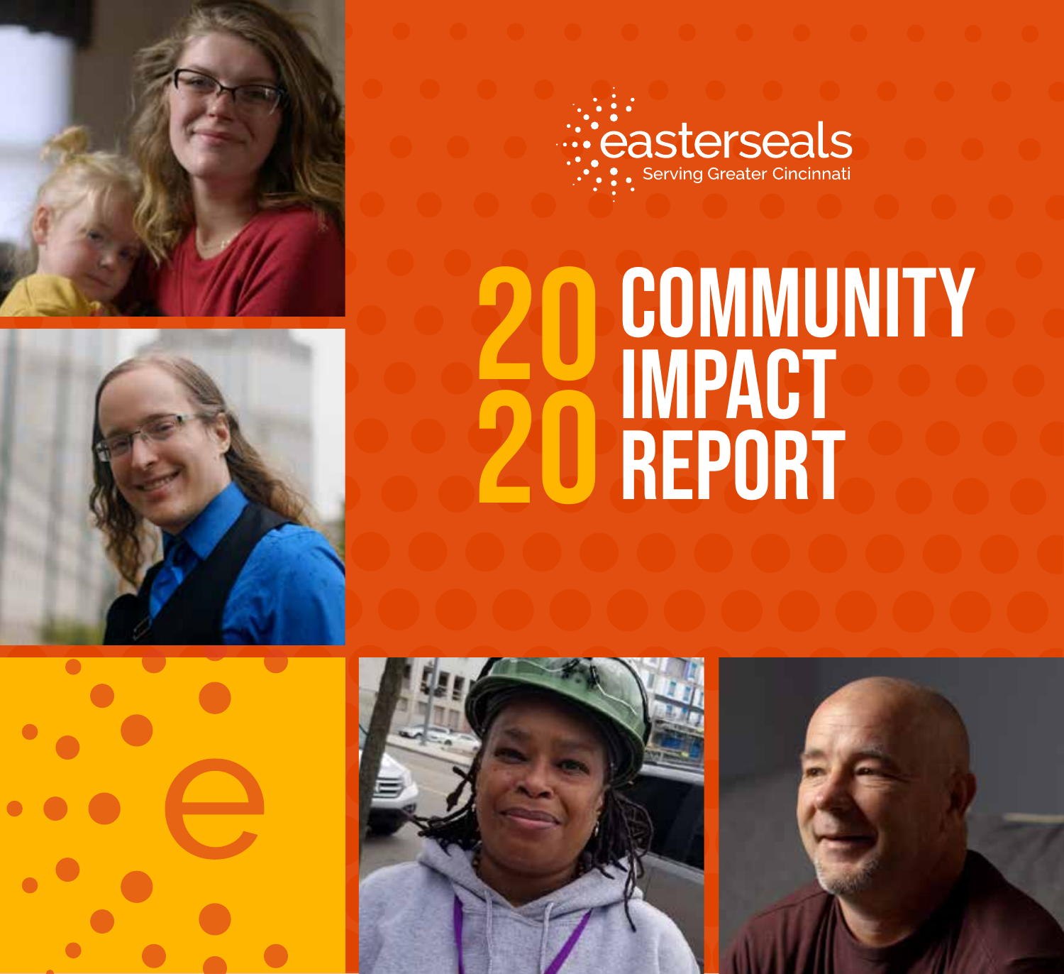easterseals

Serving Greater Cincinnati

# 2020 COMMUNITY IMPACT REPORT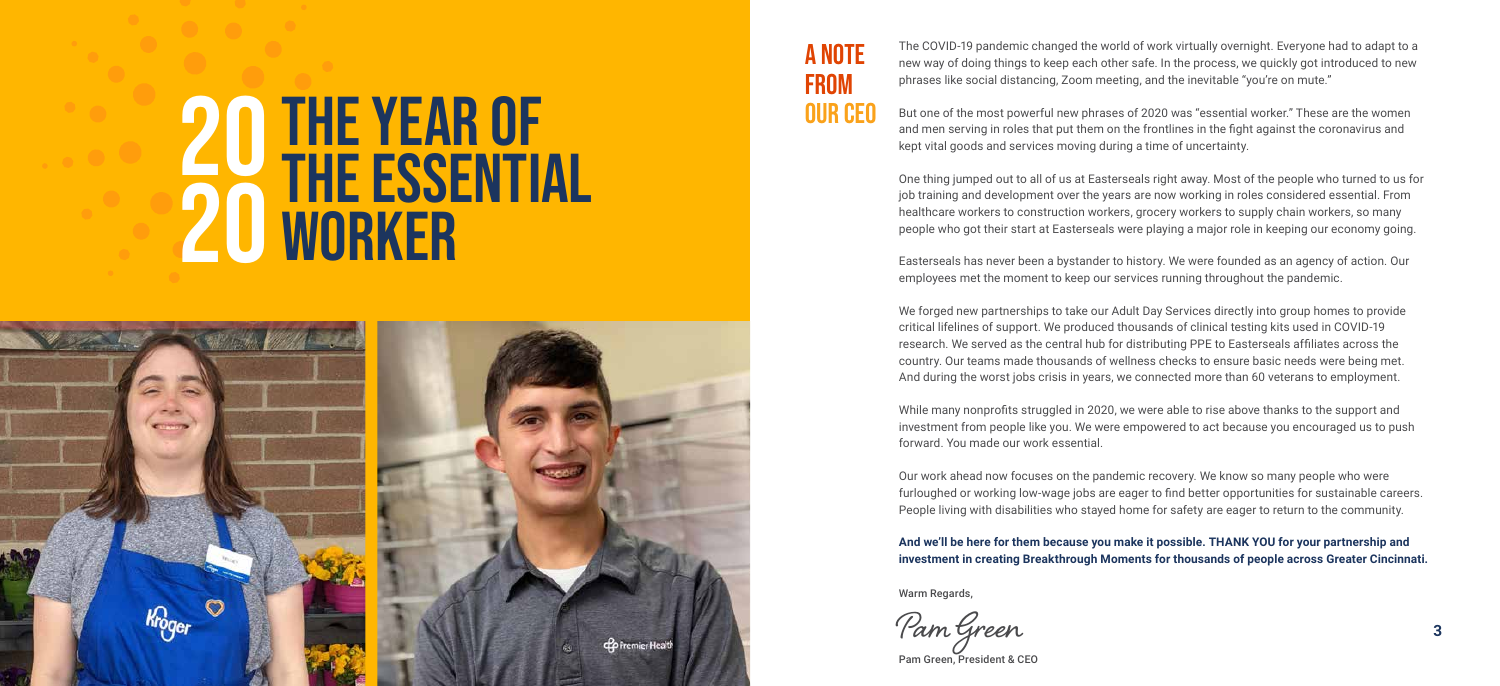# 2020 THE YEAR OF THE ESSENTIAL WORKER

## A NOTE FROM OUR CEO

The COVID-19 pandemic changed the world of work virtually overnight. Everyone had to adapt to a new way of doing things to keep each other safe. In the process, we quickly got introduced to new phrases like social distancing, Zoom meeting, and the inevitable "you're on mute."

But one of the most powerful new phrases of 2020 was "essential worker." These are the women and men serving in roles that put them on the frontlines in the fight against the coronavirus and kept vital goods and services moving during a time of uncertainty.

One thing jumped out to all of us at Easterseals right away. Most of the people who turned to us for job training and development over the years are now working in roles considered essential. From healthcare workers to construction workers, grocery workers to supply chain workers, so many people who got their start at Easterseals were playing a major role in keeping our economy going.

Easterseals has never been a bystander to history. We were founded as an agency of action. Our employees met the moment to keep our services running throughout the pandemic.

We forged new partnerships to take our Adult Day Services directly into group homes to provide critical lifelines of support. We produced thousands of clinical testing kits used in COVID-19 research. We served as the central hub for distributing PPE to Easterseals affiliates across the country. Our teams made thousands of wellness checks to ensure basic needs were being met. And during the worst jobs crisis in years, we connected more than 60 veterans to employment.

While many nonprofits struggled in 2020, we were able to rise above thanks to the support and investment from people like you. We were empowered to act because you encouraged us to push forward. You made our work essential.

Our work ahead now focuses on the pandemic recovery. We know so many people who were furloughed or working low-wage jobs are eager to find better opportunities for sustainable careers. People living with disabilities who stayed home for safety are eager to return to the community.

**And we'll be here for them because you make it possible. THANK YOU for your partnership and investment in creating Breakthrough Moments for thousands of people across Greater Cincinnati.**

Warm Regards,

*Pam Green*

Pam Green, President & CEO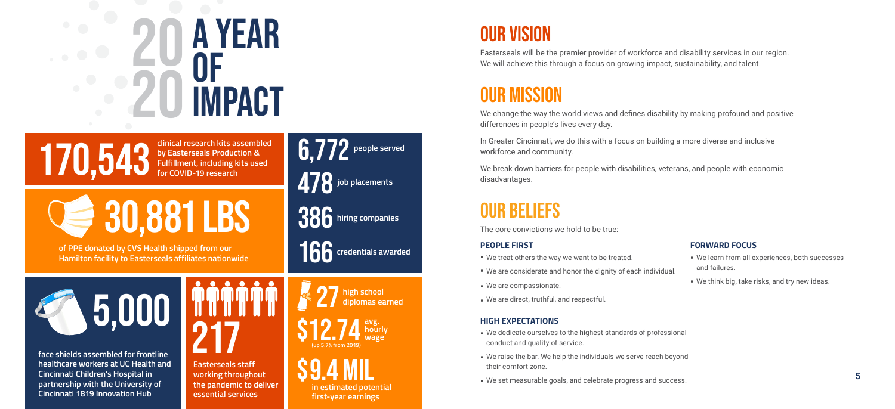# 2020 A Year of Impact

**170,543** clinical research kits assembled by Easterseals Production & Fulfillment, including kits used for COVID-19 research

**30,881 LBS** of PPE donated by CVS Health shipped from our Hamilton facility to Easterseals affiliates nationwide

**6,772** people served

**478** job placements

**386** hiring companies

**166** credentials awarded

**5,000** face shields assembled for frontline healthcare workers at UC Health and Cincinnati Children's Hospital in partnership with the University of Cincinnati 1819 Innovation Hub

**217** Easterseals staff working throughout the pandemic to deliver essential services

**27** high school diplomas earned

**$12.74** avg. hourly wage (up 5.7% from 2019)

**$9.4 MIL** in estimated potential first-year earnings

## Our Vision

Easterseals will be the premier provider of workforce and disability services in our region. We will achieve this through a focus on growing impact, sustainability, and talent.

## Our Mission

We change the way the world views and defines disability by making profound and positive differences in people's lives every day.

In Greater Cincinnati, we do this with a focus on building a more diverse and inclusive workforce and community.

We break down barriers for people with disabilities, veterans, and people with economic disadvantages.

## Our Beliefs

The core convictions we hold to be true:

### PEOPLE FIRST

- We treat others the way we want to be treated.
- We are considerate and honor the dignity of each individual.
- We are compassionate.
- We are direct, truthful, and respectful.

### HIGH EXPECTATIONS

- We dedicate ourselves to the highest standards of professional conduct and quality of service.
- We raise the bar. We help the individuals we serve reach beyond their comfort zone.
- We set measurable goals, and celebrate progress and success.

### FORWARD FOCUS

- We learn from all experiences, both successes and failures.
- We think big, take risks, and try new ideas.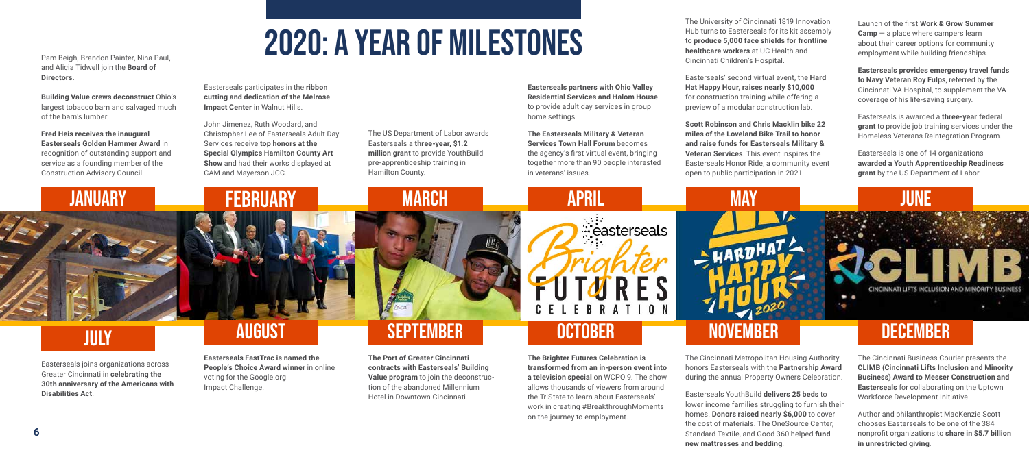# 2020: A Year of Milestones

## January

Pam Beigh, Brandon Painter, Nina Paul, and Alicia Tidwell join the **Board of Directors.**

**Building Value crews deconstruct** Ohio's largest tobacco barn and salvaged much of the barn's lumber.

**Fred Heis receives the inaugural Easterseals Golden Hammer Award** in recognition of outstanding support and service as a founding member of the Construction Advisory Council.

## February

Easterseals participates in the **ribbon cutting and dedication of the Melrose Impact Center** in Walnut Hills.

John Jimenez, Ruth Woodard, and Christopher Lee of Easterseals Adult Day Services receive **top honors at the Special Olympics Hamilton County Art Show** and had their works displayed at CAM and Mayerson JCC.

## March

The US Department of Labor awards Easterseals a **three-year, $1.2 million grant** to provide YouthBuild pre-apprenticeship training in Hamilton County.

## April

**Easterseals partners with Ohio Valley Residential Services and Halom House** to provide adult day services in group home settings.

**The Easterseals Military & Veteran Services Town Hall Forum** becomes the agency's first virtual event, bringing together more than 90 people interested in veterans' issues.

## May

The University of Cincinnati 1819 Innovation Hub turns to Easterseals for its kit assembly to **produce 5,000 face shields for frontline healthcare workers** at UC Health and Cincinnati Children's Hospital.

Easterseals' second virtual event, the **Hard Hat Happy Hour, raises nearly $10,000** for construction training while offering a preview of a modular construction lab.

**Scott Robinson and Chris Macklin bike 22 miles of the Loveland Bike Trail to honor and raise funds for Easterseals Military & Veteran Services**. This event inspires the Easterseals Honor Ride, a community event open to public participation in 2021.

## June

Launch of the first **Work & Grow Summer Camp** — a place where campers learn about their career options for community employment while building friendships.

**Easterseals provides emergency travel funds to Navy Veteran Roy Fulps**, referred by the Cincinnati VA Hospital, to supplement the VA coverage of his life-saving surgery.

Easterseals is awarded a **three-year federal grant** to provide job training services under the Homeless Veterans Reintegration Program.

Easterseals is one of 14 organizations **awarded a Youth Apprenticeship Readiness grant** by the US Department of Labor.

## July

Easterseals joins organizations across Greater Cincinnati in **celebrating the 30th anniversary of the Americans with Disabilities Act**.

## August

**Easterseals FastTrac is named the People's Choice Award winner** in online voting for the Google.org Impact Challenge.

## September

**The Port of Greater Cincinnati contracts with Easterseals' Building Value program** to join the deconstruction of the abandoned Millennium Hotel in Downtown Cincinnati.

## October

**The Brighter Futures Celebration is transformed from an in-person event into a television special** on WCPO 9. The show allows thousands of viewers from around the TriState to learn about Easterseals' work in creating #BreakthroughMoments on the journey to employment.

## November

The Cincinnati Metropolitan Housing Authority honors Easterseals with the **Partnership Award** during the annual Property Owners Celebration.

Easterseals YouthBuild **delivers 25 beds** to lower income families struggling to furnish their homes. **Donors raised nearly $6,000** to cover the cost of materials. The OneSource Center, Standard Textile, and Good 360 helped **fund new mattresses and bedding**.

## December

The Cincinnati Business Courier presents the **CLIMB (Cincinnati Lifts Inclusion and Minority Business) Award to Messer Construction and Easterseals** for collaborating on the Uptown Workforce Development Initiative.

Author and philanthropist MacKenzie Scott chooses Easterseals to be one of the 384 nonprofit organizations to **share in $5.7 billion in unrestricted giving**.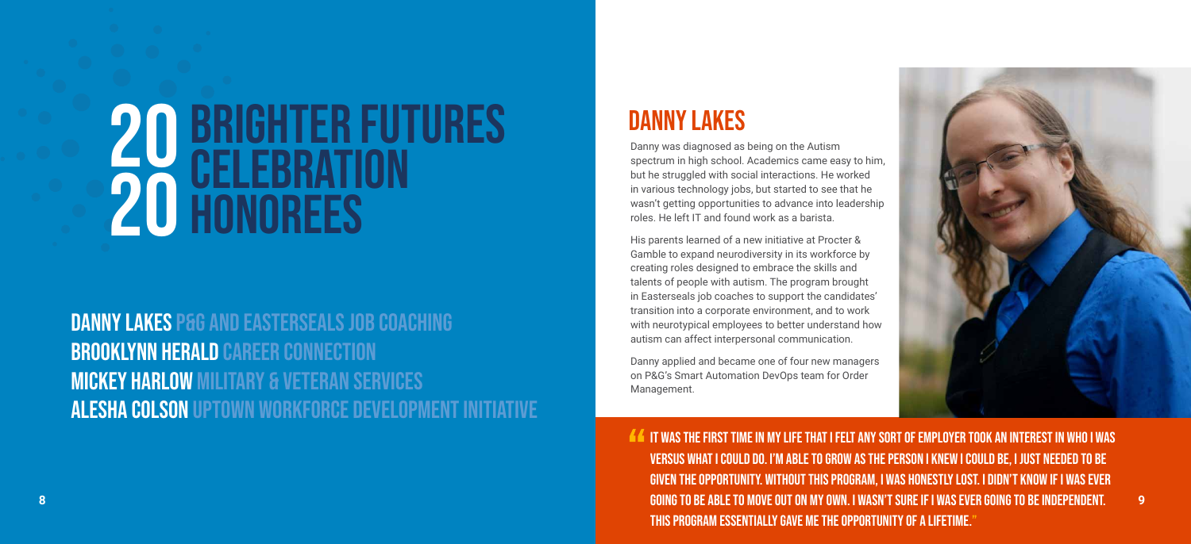# 2020 BRIGHTER FUTURES CELEBRATION HONOREES

**DANNY LAKES** P&G AND EASTERSEALS JOB COACHING
**BROOKLYNN HERALD** CAREER CONNECTION
**MICKEY HARLOW** MILITARY & VETERAN SERVICES
**ALESHA COLSON** UPTOWN WORKFORCE DEVELOPMENT INITIATIVE

## DANNY LAKES

Danny was diagnosed as being on the Autism spectrum in high school. Academics came easy to him, but he struggled with social interactions. He worked in various technology jobs, but started to see that he wasn't getting opportunities to advance into leadership roles. He left IT and found work as a barista.

His parents learned of a new initiative at Procter & Gamble to expand neurodiversity in its workforce by creating roles designed to embrace the skills and talents of people with autism. The program brought in Easterseals job coaches to support the candidates' transition into a corporate environment, and to work with neurotypical employees to better understand how autism can affect interpersonal communication.

Danny applied and became one of four new managers on P&G's Smart Automation DevOps team for Order Management.

**"IT WAS THE FIRST TIME IN MY LIFE THAT I FELT ANY SORT OF EMPLOYER TOOK AN INTEREST IN WHO I WAS VERSUS WHAT I COULD DO. I'M ABLE TO GROW AS THE PERSON I KNEW I COULD BE, I JUST NEEDED TO BE GIVEN THE OPPORTUNITY. WITHOUT THIS PROGRAM, I WAS HONESTLY LOST. I DIDN'T KNOW IF I WAS EVER GOING TO BE ABLE TO MOVE OUT ON MY OWN. I WASN'T SURE IF I WAS EVER GOING TO BE INDEPENDENT. THIS PROGRAM ESSENTIALLY GAVE ME THE OPPORTUNITY OF A LIFETIME."**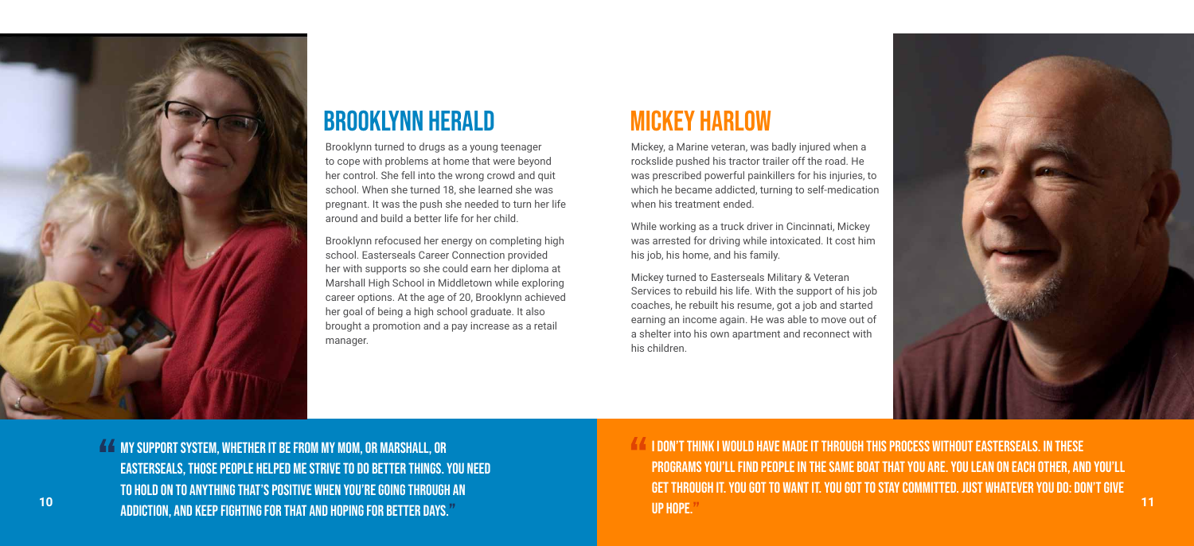## BROOKLYNN HERALD

Brooklynn turned to drugs as a young teenager to cope with problems at home that were beyond her control. She fell into the wrong crowd and quit school. When she turned 18, she learned she was pregnant. It was the push she needed to turn her life around and build a better life for her child.

Brooklynn refocused her energy on completing high school. Easterseals Career Connection provided her with supports so she could earn her diploma at Marshall High School in Middletown while exploring career options. At the age of 20, Brooklynn achieved her goal of being a high school graduate. It also brought a promotion and a pay increase as a retail manager.

**"MY SUPPORT SYSTEM, WHETHER IT BE FROM MY MOM, OR MARSHALL, OR EASTERSEALS, THOSE PEOPLE HELPED ME STRIVE TO DO BETTER THINGS. YOU NEED TO HOLD ON TO ANYTHING THAT'S POSITIVE WHEN YOU'RE GOING THROUGH AN ADDICTION, AND KEEP FIGHTING FOR THAT AND HOPING FOR BETTER DAYS."**

## MICKEY HARLOW

Mickey, a Marine veteran, was badly injured when a rockslide pushed his tractor trailer off the road. He was prescribed powerful painkillers for his injuries, to which he became addicted, turning to self-medication when his treatment ended.

While working as a truck driver in Cincinnati, Mickey was arrested for driving while intoxicated. It cost him his job, his home, and his family.

Mickey turned to Easterseals Military & Veteran Services to rebuild his life. With the support of his job coaches, he rebuilt his resume, got a job and started earning an income again. He was able to move out of a shelter into his own apartment and reconnect with his children.

**"I DON'T THINK I WOULD HAVE MADE IT THROUGH THIS PROCESS WITHOUT EASTERSEALS. IN THESE PROGRAMS YOU'LL FIND PEOPLE IN THE SAME BOAT THAT YOU ARE. YOU LEAN ON EACH OTHER, AND YOU'LL GET THROUGH IT. YOU GOT TO WANT IT. YOU GOT TO STAY COMMITTED. JUST WHATEVER YOU DO: DON'T GIVE UP HOPE."**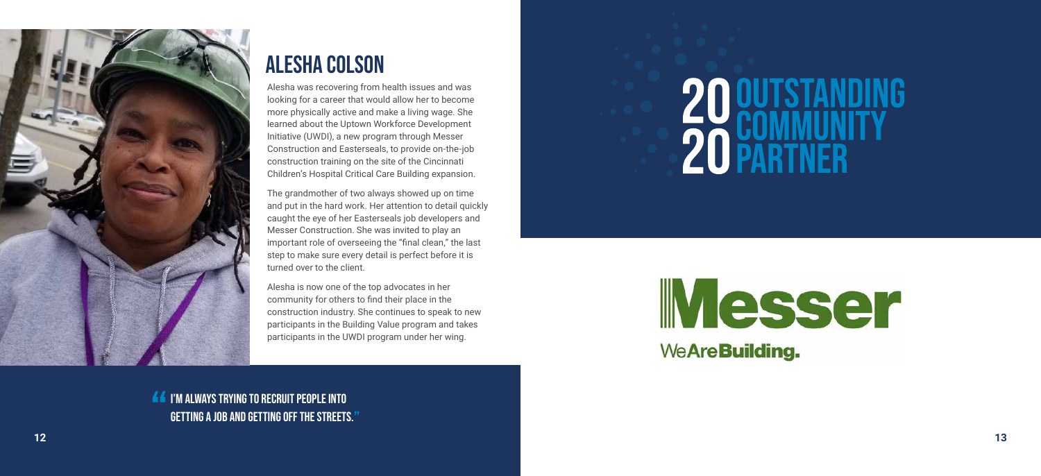## ALESHA COLSON

Alesha was recovering from health issues and was looking for a career that would allow her to become more physically active and make a living wage. She learned about the Uptown Workforce Development Initiative (UWDI), a new program through Messer Construction and Easterseals, to provide on-the-job construction training on the site of the Cincinnati Children's Hospital Critical Care Building expansion.

The grandmother of two always showed up on time and put in the hard work. Her attention to detail quickly caught the eye of her Easterseals job developers and Messer Construction. She was invited to play an important role of overseeing the "final clean," the last step to make sure every detail is perfect before it is turned over to the client.

Alesha is now one of the top advocates in her community for others to find their place in the construction industry. She continues to speak to new participants in the Building Value program and takes participants in the UWDI program under her wing.

> "I'M ALWAYS TRYING TO RECRUIT PEOPLE INTO GETTING A JOB AND GETTING OFF THE STREETS."

# 2020 OUTSTANDING COMMUNITY PARTNER

**Messer**

WeAreBuilding.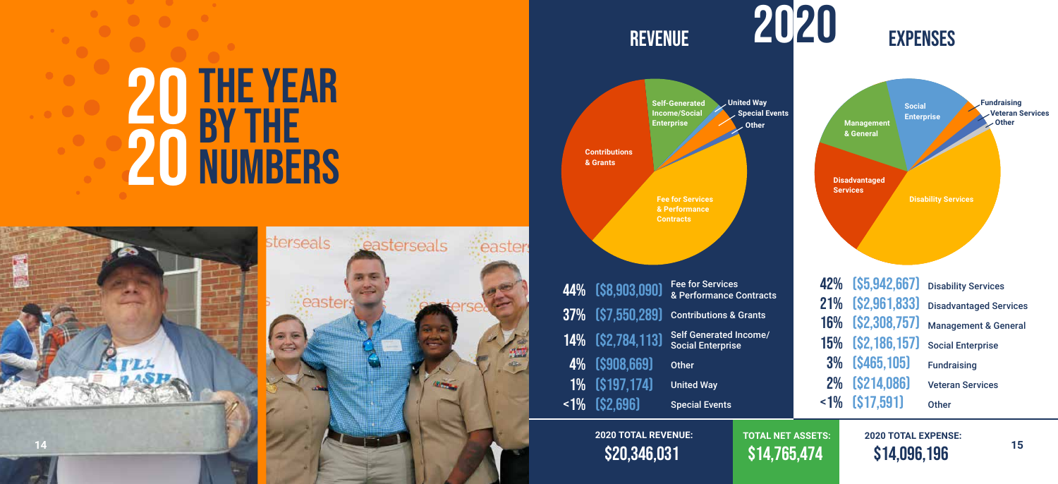# 2020 The Year by the Numbers

## 2020

### Revenue

| % | Amount | Category |
|---|---|---|
| 44% | ($8,903,090) | Fee for Services & Performance Contracts |
| 37% | ($7,550,289) | Contributions & Grants |
| 14% | ($2,784,113) | Self Generated Income/ Social Enterprise |
| 4% | ($908,669) | Other |
| 1% | ($197,174) | United Way |
| <1% | ($2,696) | Special Events |

**2020 TOTAL REVENUE:** $20,346,031

### Expenses

| % | Amount | Category |
|---|---|---|
| 42% | ($5,942,667) | Disability Services |
| 21% | ($2,961,833) | Disadvantaged Services |
| 16% | ($2,308,757) | Management & General |
| 15% | ($2,186,157) | Social Enterprise |
| 3% | ($465,105) | Fundraising |
| 2% | ($214,086) | Veteran Services |
| <1% | ($17,591) | Other |

**2020 TOTAL EXPENSE:** $14,096,196

**TOTAL NET ASSETS:** $14,765,474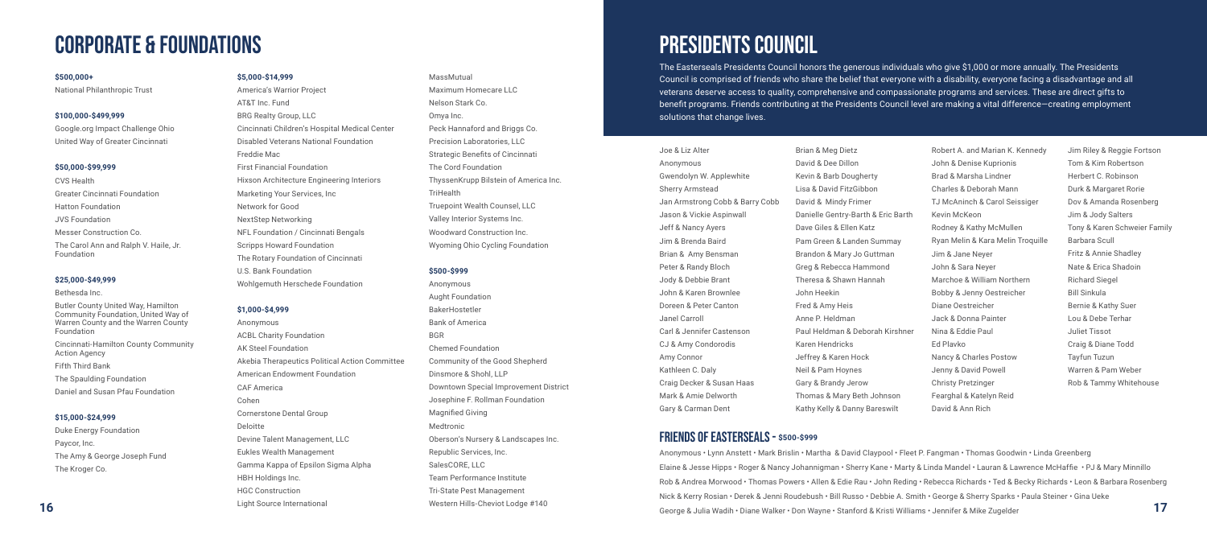# CORPORATE & FOUNDATIONS

**$500,000+**

National Philanthropic Trust

**$100,000-$499,999**

Google.org Impact Challenge Ohio
United Way of Greater Cincinnati

**$50,000-$99,999**

CVS Health
Greater Cincinnati Foundation
Hatton Foundation
JVS Foundation
Messer Construction Co.
The Carol Ann and Ralph V. Haile, Jr. Foundation

**$25,000-$49,999**

Bethesda Inc.
Butler County United Way, Hamilton Community Foundation, United Way of Warren County and the Warren County Foundation
Cincinnati-Hamilton County Community Action Agency
Fifth Third Bank
The Spaulding Foundation
Daniel and Susan Pfau Foundation

**$15,000-$24,999**

Duke Energy Foundation
Paycor, Inc.
The Amy & George Joseph Fund
The Kroger Co.

**$5,000-$14,999**

America's Warrior Project
AT&T Inc. Fund
BRG Realty Group, LLC
Cincinnati Children's Hospital Medical Center
Disabled Veterans National Foundation
Freddie Mac
First Financial Foundation
Hixson Architecture Engineering Interiors
Marketing Your Services, Inc
Network for Good
NextStep Networking
NFL Foundation / Cincinnati Bengals
Scripps Howard Foundation
The Rotary Foundation of Cincinnati
U.S. Bank Foundation
Wohlgemuth Herschede Foundation

**$1,000-$4,999**

Anonymous
ACBL Charity Foundation
AK Steel Foundation
Akebia Therapeutics Political Action Committee
American Endowment Foundation
CAF America
Cohen
Cornerstone Dental Group
Deloitte
Devine Talent Management, LLC
Eukles Wealth Management
Gamma Kappa of Epsilon Sigma Alpha
HBH Holdings Inc.
HGC Construction
Light Source International
MassMutual
Maximum Homecare LLC
Nelson Stark Co.
Omya Inc.
Peck Hannaford and Briggs Co.
Precision Laboratories, LLC
Strategic Benefits of Cincinnati
The Cord Foundation
ThyssenKrupp Bilstein of America Inc.
TriHealth
Truepoint Wealth Counsel, LLC
Valley Interior Systems Inc.
Woodward Construction Inc.
Wyoming Ohio Cycling Foundation

**$500-$999**

Anonymous
Aught Foundation
BakerHostetler
Bank of America
BGR
Chemed Foundation
Community of the Good Shepherd
Dinsmore & Shohl, LLP
Downtown Special Improvement District
Josephine F. Rollman Foundation
Magnified Giving
Medtronic
Oberson's Nursery & Landscapes Inc.
Republic Services, Inc.
SalesCORE, LLC
Team Performance Institute
Tri-State Pest Management
Western Hills-Cheviot Lodge #140

# PRESIDENTS COUNCIL

The Easterseals Presidents Council honors the generous individuals who give $1,000 or more annually. The Presidents Council is comprised of friends who share the belief that everyone with a disability, everyone facing a disadvantage and all veterans deserve access to quality, comprehensive and compassionate programs and services. These are direct gifts to benefit programs. Friends contributing at the Presidents Council level are making a vital difference—creating employment solutions that change lives.

Joe & Liz Alter
Anonymous
Gwendolyn W. Applewhite
Sherry Armstead
Jan Armstrong Cobb & Barry Cobb
Jason & Vickie Aspinwall
Jeff & Nancy Ayers
Jim & Brenda Baird
Brian & Amy Bensman
Peter & Randy Bloch
Jody & Debbie Brant
John & Karen Brownlee
Doreen & Peter Canton
Janel Carroll
Carl & Jennifer Castenson
CJ & Amy Condorodis
Amy Connor
Kathleen C. Daly
Craig Decker & Susan Haas
Mark & Amie Delworth
Gary & Carman Dent
Brian & Meg Dietz
David & Dee Dillon
Kevin & Barb Dougherty
Lisa & David FitzGibbon
David & Mindy Frimer
Danielle Gentry-Barth & Eric Barth
Dave Giles & Ellen Katz
Pam Green & Landen Summay
Brandon & Mary Jo Guttman
Greg & Rebecca Hammond
Theresa & Shawn Hannah
John Heekin
Fred & Amy Heis
Anne P. Heldman
Paul Heldman & Deborah Kirshner
Karen Hendricks
Jeffrey & Karen Hock
Neil & Pam Hoynes
Gary & Brandy Jerow
Thomas & Mary Beth Johnson
Kathy Kelly & Danny Bareswilt
Robert A. and Marian K. Kennedy
John & Denise Kuprionis
Brad & Marsha Lindner
Charles & Deborah Mann
TJ McAninch & Carol Seissiger
Kevin McKeon
Rodney & Kathy McMullen
Ryan Melin & Kara Melin Troquille
Jim & Jane Neyer
John & Sara Neyer
Marchoe & William Northern
Bobby & Jenny Oestreicher
Diane Oestreicher
Jack & Donna Painter
Nina & Eddie Paul
Ed Plavko
Nancy & Charles Postow
Jenny & David Powell
Christy Pretzinger
Fearghal & Katelyn Reid
David & Ann Rich
Jim Riley & Reggie Fortson
Tom & Kim Robertson
Herbert C. Robinson
Durk & Margaret Rorie
Dov & Amanda Rosenberg
Jim & Jody Salters
Tony & Karen Schweier Family
Barbara Scull
Fritz & Annie Shadley
Nate & Erica Shadoin
Richard Siegel
Bill Sinkula
Bernie & Kathy Suer
Lou & Debe Terhar
Juliet Tissot
Craig & Diane Todd
Tayfun Tuzun
Warren & Pam Weber
Rob & Tammy Whitehouse

## FRIENDS OF EASTERSEALS - $500-$999

Anonymous • Lynn Anstett • Mark Brislin • Martha & David Claypool • Fleet P. Fangman • Thomas Goodwin • Linda Greenberg
Elaine & Jesse Hipps • Roger & Nancy Johannigman • Sherry Kane • Marty & Linda Mandel • Lauran & Lawrence McHaffie • PJ & Mary Minnillo
Rob & Andrea Morwood • Thomas Powers • Allen & Edie Rau • John Reding • Rebecca Richards • Ted & Becky Richards • Leon & Barbara Rosenberg
Nick & Kerry Rosian • Derek & Jenni Roudebush • Bill Russo • Debbie A. Smith • George & Sherry Sparks • Paula Steiner • Gina Ueke
George & Julia Wadih • Diane Walker • Don Wayne • Stanford & Kristi Williams • Jennifer & Mike Zugelder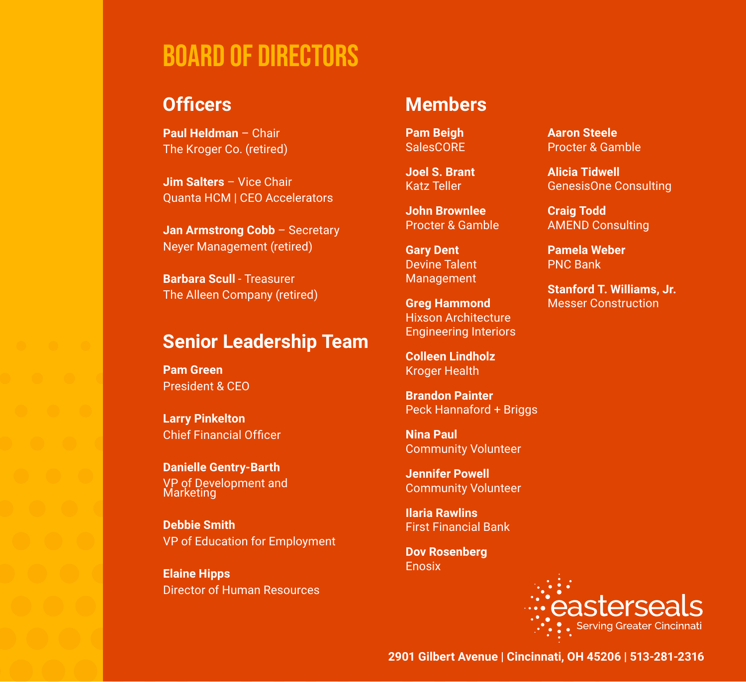# BOARD OF DIRECTORS

## Officers

**Paul Heldman** – Chair
The Kroger Co. (retired)

**Jim Salters** – Vice Chair
Quanta HCM | CEO Accelerators

**Jan Armstrong Cobb** – Secretary
Neyer Management (retired)

**Barbara Scull** - Treasurer
The Alleen Company (retired)

## Senior Leadership Team

**Pam Green**
President & CEO

**Larry Pinkelton**
Chief Financial Officer

**Danielle Gentry-Barth**
VP of Development and Marketing

**Debbie Smith**
VP of Education for Employment

**Elaine Hipps**
Director of Human Resources

## Members

**Pam Beigh**
SalesCORE

**Joel S. Brant**
Katz Teller

**John Brownlee**
Procter & Gamble

**Gary Dent**
Devine Talent Management

**Greg Hammond**
Hixson Architecture Engineering Interiors

**Colleen Lindholz**
Kroger Health

**Brandon Painter**
Peck Hannaford + Briggs

**Nina Paul**
Community Volunteer

**Jennifer Powell**
Community Volunteer

**Ilaria Rawlins**
First Financial Bank

**Dov Rosenberg**
Enosix

**Aaron Steele**
Procter & Gamble

**Alicia Tidwell**
GenesisOne Consulting

**Craig Todd**
AMEND Consulting

**Pamela Weber**
PNC Bank

**Stanford T. Williams, Jr.**
Messer Construction

easterseals
Serving Greater Cincinnati

**2901 Gilbert Avenue | Cincinnati, OH 45206 | 513-281-2316**